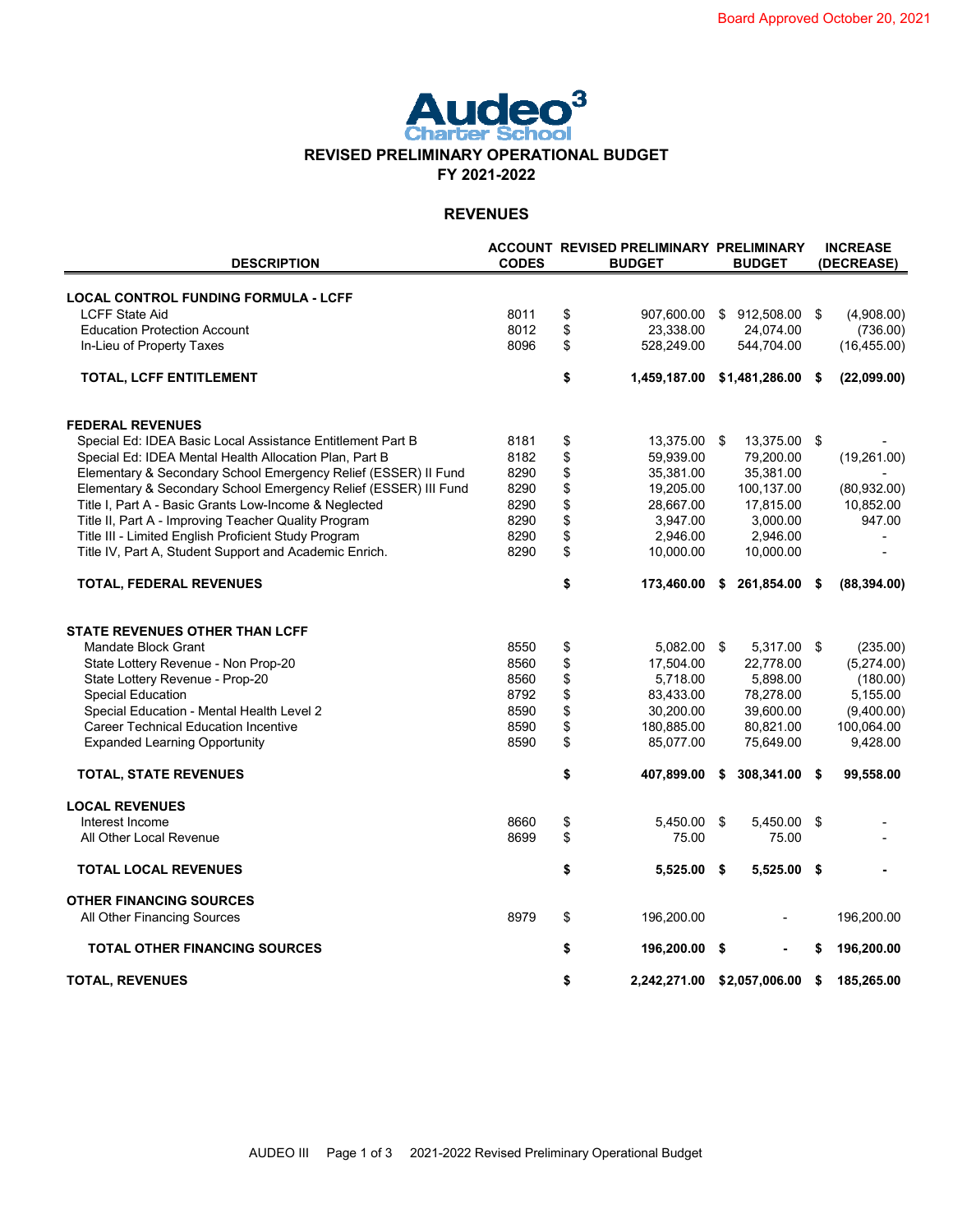Board Approved October 20, 2021

# Audeo³ Charter School

## REVISED PRELIMINARY OPERATIONAL BUDGET
## FY 2021-2022

### REVENUES

| DESCRIPTION | ACCOUNT CODES | REVISED PRELIMINARY BUDGET | PRELIMINARY BUDGET | INCREASE (DECREASE) |
|---|---|---|---|---|
| **LOCAL CONTROL FUNDING FORMULA - LCFF** | | | | |
| LCFF State Aid | 8011 | $ 907,600.00 | $ 912,508.00 | $ (4,908.00) |
| Education Protection Account | 8012 | $ 23,338.00 | 24,074.00 | (736.00) |
| In-Lieu of Property Taxes | 8096 | $ 528,249.00 | 544,704.00 | (16,455.00) |
| **TOTAL, LCFF ENTITLEMENT** | | **$ 1,459,187.00** | **$1,481,286.00** | **$ (22,099.00)** |
| **FEDERAL REVENUES** | | | | |
| Special Ed: IDEA Basic Local Assistance Entitlement Part B | 8181 | $ 13,375.00 | $ 13,375.00 | $ - |
| Special Ed: IDEA Mental Health Allocation Plan, Part B | 8182 | $ 59,939.00 | 79,200.00 | (19,261.00) |
| Elementary & Secondary School Emergency Relief (ESSER) II Fund | 8290 | $ 35,381.00 | 35,381.00 | - |
| Elementary & Secondary School Emergency Relief (ESSER) III Fund | 8290 | $ 19,205.00 | 100,137.00 | (80,932.00) |
| Title I, Part A - Basic Grants Low-Income & Neglected | 8290 | $ 28,667.00 | 17,815.00 | 10,852.00 |
| Title II, Part A - Improving Teacher Quality Program | 8290 | $ 3,947.00 | 3,000.00 | 947.00 |
| Title III - Limited English Proficient Study Program | 8290 | $ 2,946.00 | 2,946.00 | - |
| Title IV, Part A, Student Support and Academic Enrich. | 8290 | $ 10,000.00 | 10,000.00 | - |
| **TOTAL, FEDERAL REVENUES** | | **$ 173,460.00** | **$ 261,854.00** | **$ (88,394.00)** |
| **STATE REVENUES OTHER THAN LCFF** | | | | |
| Mandate Block Grant | 8550 | $ 5,082.00 | $ 5,317.00 | $ (235.00) |
| State Lottery Revenue - Non Prop-20 | 8560 | $ 17,504.00 | 22,778.00 | (5,274.00) |
| State Lottery Revenue - Prop-20 | 8560 | $ 5,718.00 | 5,898.00 | (180.00) |
| Special Education | 8792 | $ 83,433.00 | 78,278.00 | 5,155.00 |
| Special Education - Mental Health Level 2 | 8590 | $ 30,200.00 | 39,600.00 | (9,400.00) |
| Career Technical Education Incentive | 8590 | $ 180,885.00 | 80,821.00 | 100,064.00 |
| Expanded Learning Opportunity | 8590 | $ 85,077.00 | 75,649.00 | 9,428.00 |
| **TOTAL, STATE REVENUES** | | **$ 407,899.00** | **$ 308,341.00** | **$ 99,558.00** |
| **LOCAL REVENUES** | | | | |
| Interest Income | 8660 | $ 5,450.00 | $ 5,450.00 | $ - |
| All Other Local Revenue | 8699 | $ 75.00 | 75.00 | - |
| **TOTAL LOCAL REVENUES** | | **$ 5,525.00** | **$ 5,525.00** | **$ -** |
| **OTHER FINANCING SOURCES** | | | | |
| All Other Financing Sources | 8979 | $ 196,200.00 | - | 196,200.00 |
| **TOTAL OTHER FINANCING SOURCES** | | **$ 196,200.00** | **$ -** | **$ 196,200.00** |
| **TOTAL, REVENUES** | | **$ 2,242,271.00** | **$2,057,006.00** | **$ 185,265.00** |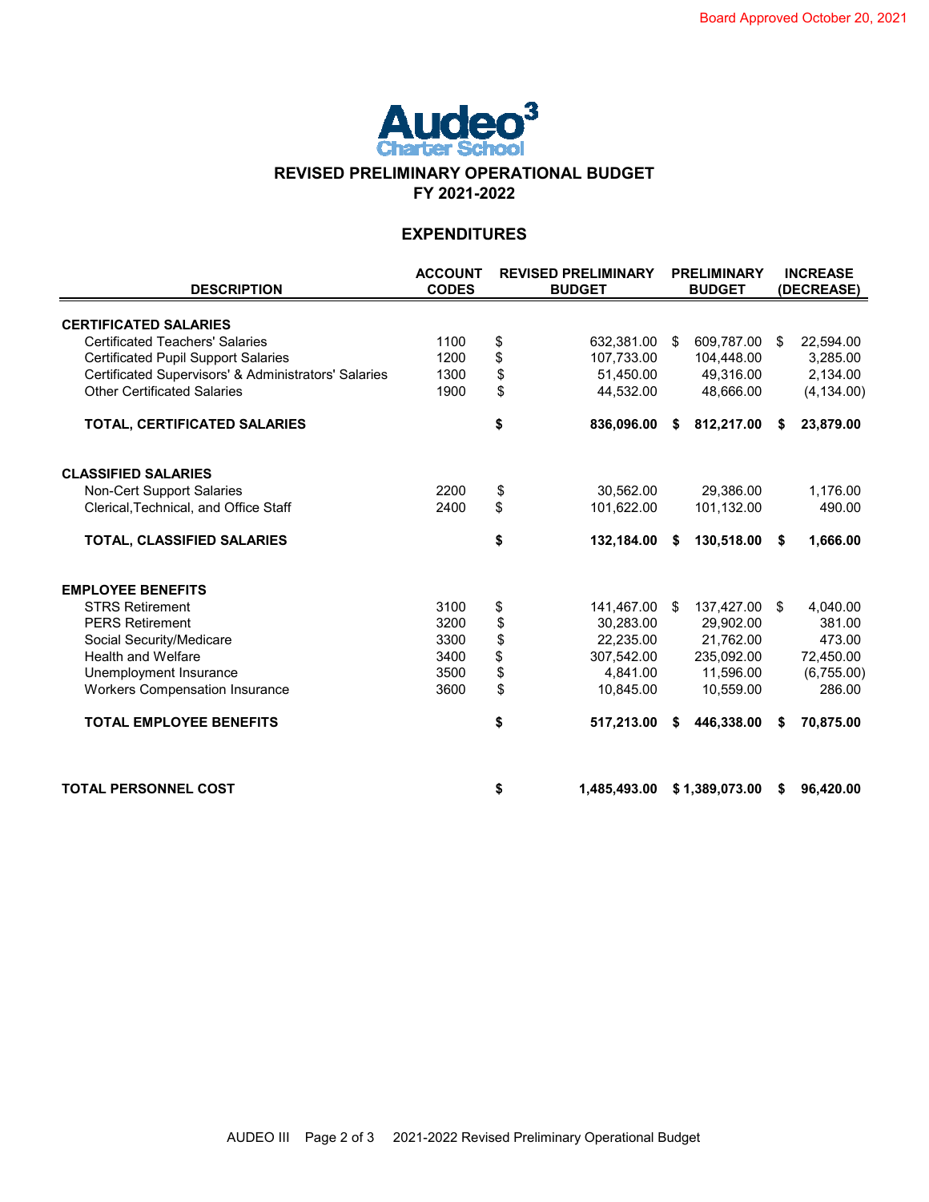Board Approved October 20, 2021

Audeo[3] Charter School

## REVISED PRELIMINARY OPERATIONAL BUDGET
## FY 2021-2022

## EXPENDITURES

| DESCRIPTION | ACCOUNT CODES | REVISED PRELIMINARY BUDGET | PRELIMINARY BUDGET | INCREASE (DECREASE) |
|---|---|---|---|---|
| **CERTIFICATED SALARIES** | | | | |
| Certificated Teachers' Salaries | 1100 | $ 632,381.00 | $ 609,787.00 | $ 22,594.00 |
| Certificated Pupil Support Salaries | 1200 | $ 107,733.00 | 104,448.00 | 3,285.00 |
| Certificated Supervisors' & Administrators' Salaries | 1300 | $ 51,450.00 | 49,316.00 | 2,134.00 |
| Other Certificated Salaries | 1900 | $ 44,532.00 | 48,666.00 | (4,134.00) |
| **TOTAL, CERTIFICATED SALARIES** | | **$ 836,096.00** | **$ 812,217.00** | **$ 23,879.00** |
| **CLASSIFIED SALARIES** | | | | |
| Non-Cert Support Salaries | 2200 | $ 30,562.00 | 29,386.00 | 1,176.00 |
| Clerical,Technical, and Office Staff | 2400 | $ 101,622.00 | 101,132.00 | 490.00 |
| **TOTAL, CLASSIFIED SALARIES** | | **$ 132,184.00** | **$ 130,518.00** | **$ 1,666.00** |
| **EMPLOYEE BENEFITS** | | | | |
| STRS Retirement | 3100 | $ 141,467.00 | $ 137,427.00 | $ 4,040.00 |
| PERS Retirement | 3200 | $ 30,283.00 | 29,902.00 | 381.00 |
| Social Security/Medicare | 3300 | $ 22,235.00 | 21,762.00 | 473.00 |
| Health and Welfare | 3400 | $ 307,542.00 | 235,092.00 | 72,450.00 |
| Unemployment Insurance | 3500 | $ 4,841.00 | 11,596.00 | (6,755.00) |
| Workers Compensation Insurance | 3600 | $ 10,845.00 | 10,559.00 | 286.00 |
| **TOTAL EMPLOYEE BENEFITS** | | **$ 517,213.00** | **$ 446,338.00** | **$ 70,875.00** |
| **TOTAL PERSONNEL COST** | | **$ 1,485,493.00** | **$ 1,389,073.00** | **$ 96,420.00** |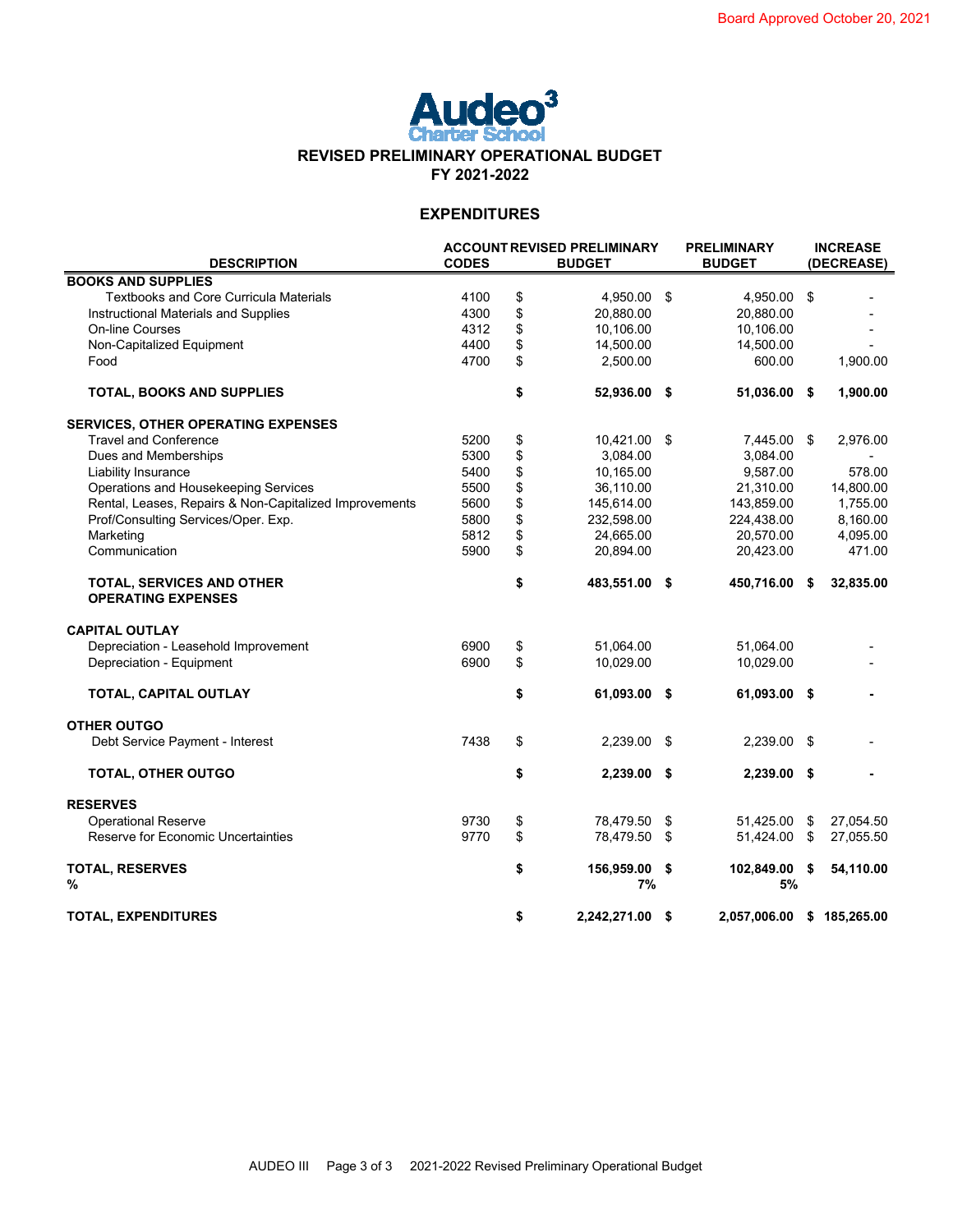Board Approved October 20, 2021

# Audeo³ Charter School

## REVISED PRELIMINARY OPERATIONAL BUDGET
## FY 2021-2022

### EXPENDITURES

| DESCRIPTION | ACCOUNT CODES | REVISED PRELIMINARY BUDGET | PRELIMINARY BUDGET | INCREASE (DECREASE) |
|---|---|---|---|---|
| **BOOKS AND SUPPLIES** | | | | |
| Textbooks and Core Curricula Materials | 4100 | $ 4,950.00 | $ 4,950.00 | $ - |
| Instructional Materials and Supplies | 4300 | $ 20,880.00 | 20,880.00 | - |
| On-line Courses | 4312 | $ 10,106.00 | 10,106.00 | - |
| Non-Capitalized Equipment | 4400 | $ 14,500.00 | 14,500.00 | - |
| Food | 4700 | $ 2,500.00 | 600.00 | 1,900.00 |
| **TOTAL, BOOKS AND SUPPLIES** | | **$ 52,936.00** | **$ 51,036.00** | **$ 1,900.00** |
| **SERVICES, OTHER OPERATING EXPENSES** | | | | |
| Travel and Conference | 5200 | $ 10,421.00 | $ 7,445.00 | $ 2,976.00 |
| Dues and Memberships | 5300 | $ 3,084.00 | 3,084.00 | - |
| Liability Insurance | 5400 | $ 10,165.00 | 9,587.00 | 578.00 |
| Operations and Housekeeping Services | 5500 | $ 36,110.00 | 21,310.00 | 14,800.00 |
| Rental, Leases, Repairs & Non-Capitalized Improvements | 5600 | $ 145,614.00 | 143,859.00 | 1,755.00 |
| Prof/Consulting Services/Oper. Exp. | 5800 | $ 232,598.00 | 224,438.00 | 8,160.00 |
| Marketing | 5812 | $ 24,665.00 | 20,570.00 | 4,095.00 |
| Communication | 5900 | $ 20,894.00 | 20,423.00 | 471.00 |
| **TOTAL, SERVICES AND OTHER OPERATING EXPENSES** | | **$ 483,551.00** | **$ 450,716.00** | **$ 32,835.00** |
| **CAPITAL OUTLAY** | | | | |
| Depreciation - Leasehold Improvement | 6900 | $ 51,064.00 | 51,064.00 | - |
| Depreciation - Equipment | 6900 | $ 10,029.00 | 10,029.00 | - |
| **TOTAL, CAPITAL OUTLAY** | | **$ 61,093.00** | **$ 61,093.00** | **$ -** |
| **OTHER OUTGO** | | | | |
| Debt Service Payment - Interest | 7438 | $ 2,239.00 | $ 2,239.00 | $ - |
| **TOTAL, OTHER OUTGO** | | **$ 2,239.00** | **$ 2,239.00** | **$ -** |
| **RESERVES** | | | | |
| Operational Reserve | 9730 | $ 78,479.50 | $ 51,425.00 | $ 27,054.50 |
| Reserve for Economic Uncertainties | 9770 | $ 78,479.50 | $ 51,424.00 | $ 27,055.50 |
| **TOTAL, RESERVES** | | **$ 156,959.00** | **$ 102,849.00** | **$ 54,110.00** |
| **%** | | **7%** | **5%** | |
| **TOTAL, EXPENDITURES** | | **$ 2,242,271.00** | **$ 2,057,006.00** | **$ 185,265.00** |

AUDEO III Page 3 of 3 2021-2022 Revised Preliminary Operational Budget